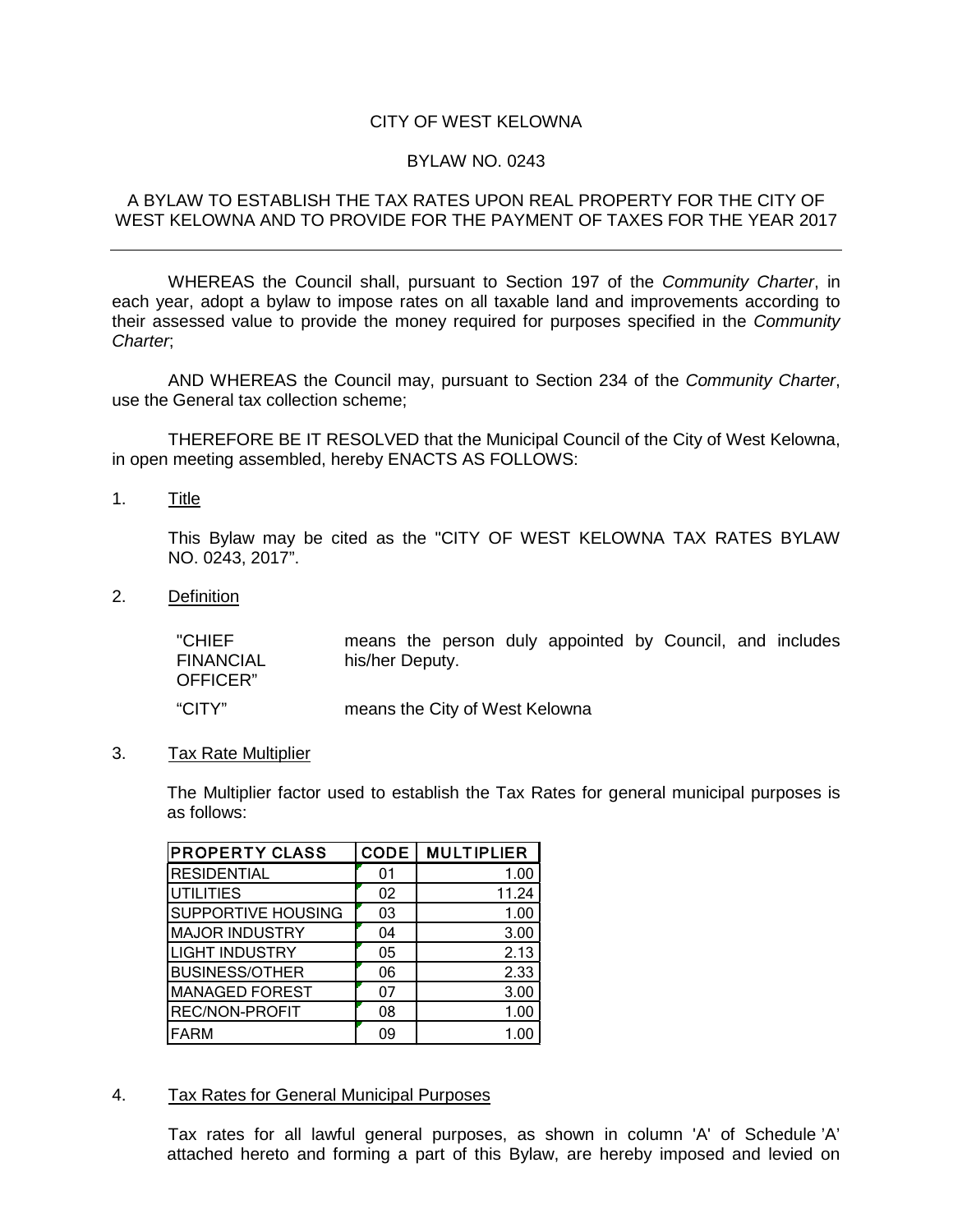CITY OF WEST KELOWNA

BYLAW NO. 0243

A BYLAW TO ESTABLISH THE TAX RATES UPON REAL PROPERTY FOR THE CITY OF WEST KELOWNA AND TO PROVIDE FOR THE PAYMENT OF TAXES FOR THE YEAR 2017

---

WHEREAS the Council shall, pursuant to Section 197 of the *Community Charter*, in each year, adopt a bylaw to impose rates on all taxable land and improvements according to their assessed value to provide the money required for purposes specified in the *Community Charter*;

AND WHEREAS the Council may, pursuant to Section 234 of the *Community Charter*, use the General tax collection scheme;

THEREFORE BE IT RESOLVED that the Municipal Council of the City of West Kelowna, in open meeting assembled, hereby ENACTS AS FOLLOWS:

1. Title

   This Bylaw may be cited as the "CITY OF WEST KELOWNA TAX RATES BYLAW NO. 0243, 2017".

2. Definition

   | | |
   |---|---|
   | "CHIEF FINANCIAL OFFICER" | means the person duly appointed by Council, and includes his/her Deputy. |
   | "CITY" | means the City of West Kelowna |

3. Tax Rate Multiplier

   The Multiplier factor used to establish the Tax Rates for general municipal purposes is as follows:

   | PROPERTY CLASS | CODE | MULTIPLIER |
   |---|---|---|
   | RESIDENTIAL | 01 | 1.00 |
   | UTILITIES | 02 | 11.24 |
   | SUPPORTIVE HOUSING | 03 | 1.00 |
   | MAJOR INDUSTRY | 04 | 3.00 |
   | LIGHT INDUSTRY | 05 | 2.13 |
   | BUSINESS/OTHER | 06 | 2.33 |
   | MANAGED FOREST | 07 | 3.00 |
   | REC/NON-PROFIT | 08 | 1.00 |
   | FARM | 09 | 1.00 |

4. Tax Rates for General Municipal Purposes

   Tax rates for all lawful general purposes, as shown in column 'A' of Schedule 'A' attached hereto and forming a part of this Bylaw, are hereby imposed and levied on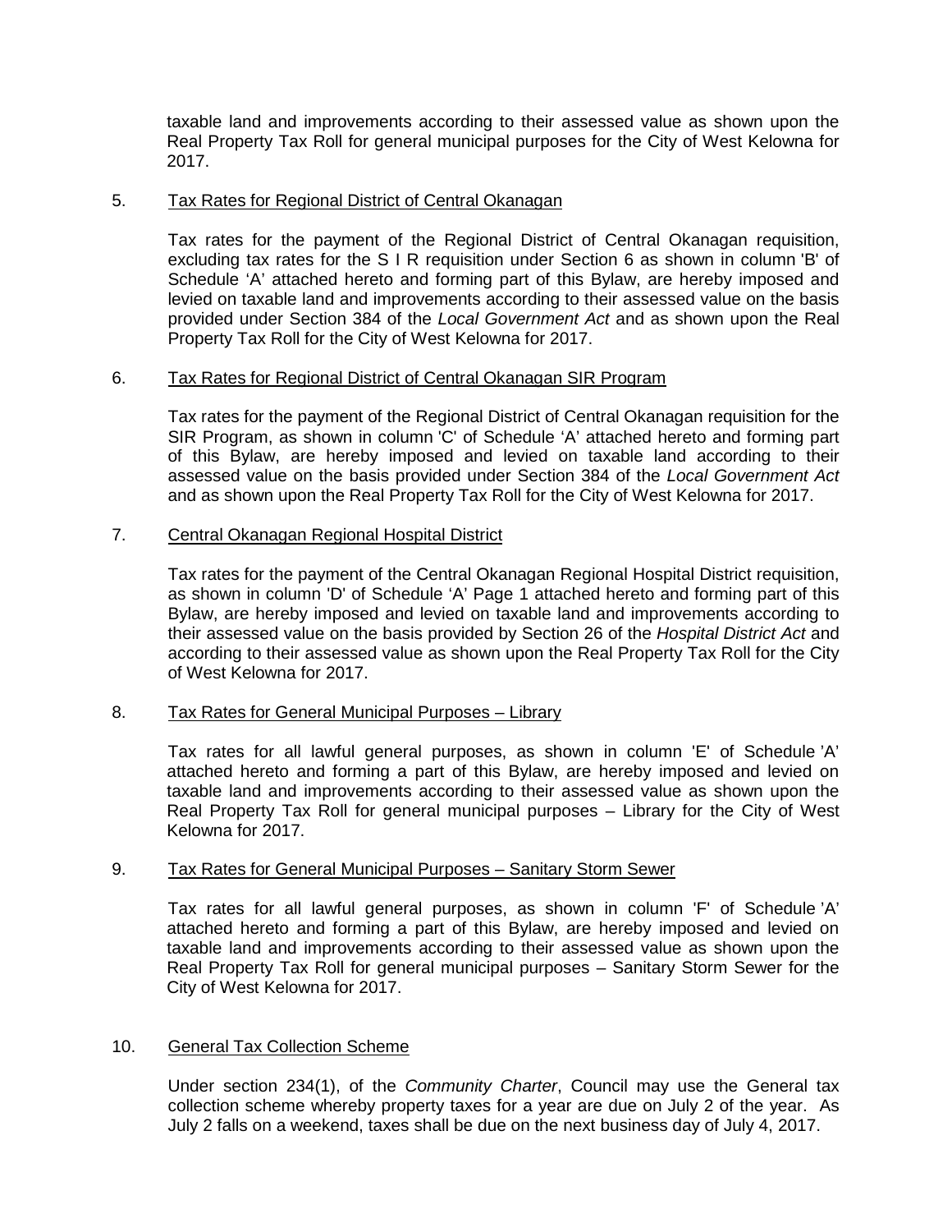taxable land and improvements according to their assessed value as shown upon the Real Property Tax Roll for general municipal purposes for the City of West Kelowna for 2017.

5. Tax Rates for Regional District of Central Okanagan

   Tax rates for the payment of the Regional District of Central Okanagan requisition, excluding tax rates for the S I R requisition under Section 6 as shown in column 'B' of Schedule 'A' attached hereto and forming part of this Bylaw, are hereby imposed and levied on taxable land and improvements according to their assessed value on the basis provided under Section 384 of the *Local Government Act* and as shown upon the Real Property Tax Roll for the City of West Kelowna for 2017.

6. Tax Rates for Regional District of Central Okanagan SIR Program

   Tax rates for the payment of the Regional District of Central Okanagan requisition for the SIR Program, as shown in column 'C' of Schedule 'A' attached hereto and forming part of this Bylaw, are hereby imposed and levied on taxable land according to their assessed value on the basis provided under Section 384 of the *Local Government Act* and as shown upon the Real Property Tax Roll for the City of West Kelowna for 2017.

7. Central Okanagan Regional Hospital District

   Tax rates for the payment of the Central Okanagan Regional Hospital District requisition, as shown in column 'D' of Schedule 'A' Page 1 attached hereto and forming part of this Bylaw, are hereby imposed and levied on taxable land and improvements according to their assessed value on the basis provided by Section 26 of the *Hospital District Act* and according to their assessed value as shown upon the Real Property Tax Roll for the City of West Kelowna for 2017.

8. Tax Rates for General Municipal Purposes – Library

   Tax rates for all lawful general purposes, as shown in column 'E' of Schedule 'A' attached hereto and forming a part of this Bylaw, are hereby imposed and levied on taxable land and improvements according to their assessed value as shown upon the Real Property Tax Roll for general municipal purposes – Library for the City of West Kelowna for 2017.

9. Tax Rates for General Municipal Purposes – Sanitary Storm Sewer

   Tax rates for all lawful general purposes, as shown in column 'F' of Schedule 'A' attached hereto and forming a part of this Bylaw, are hereby imposed and levied on taxable land and improvements according to their assessed value as shown upon the Real Property Tax Roll for general municipal purposes – Sanitary Storm Sewer for the City of West Kelowna for 2017.

10. General Tax Collection Scheme

    Under section 234(1), of the *Community Charter*, Council may use the General tax collection scheme whereby property taxes for a year are due on July 2 of the year. As July 2 falls on a weekend, taxes shall be due on the next business day of July 4, 2017.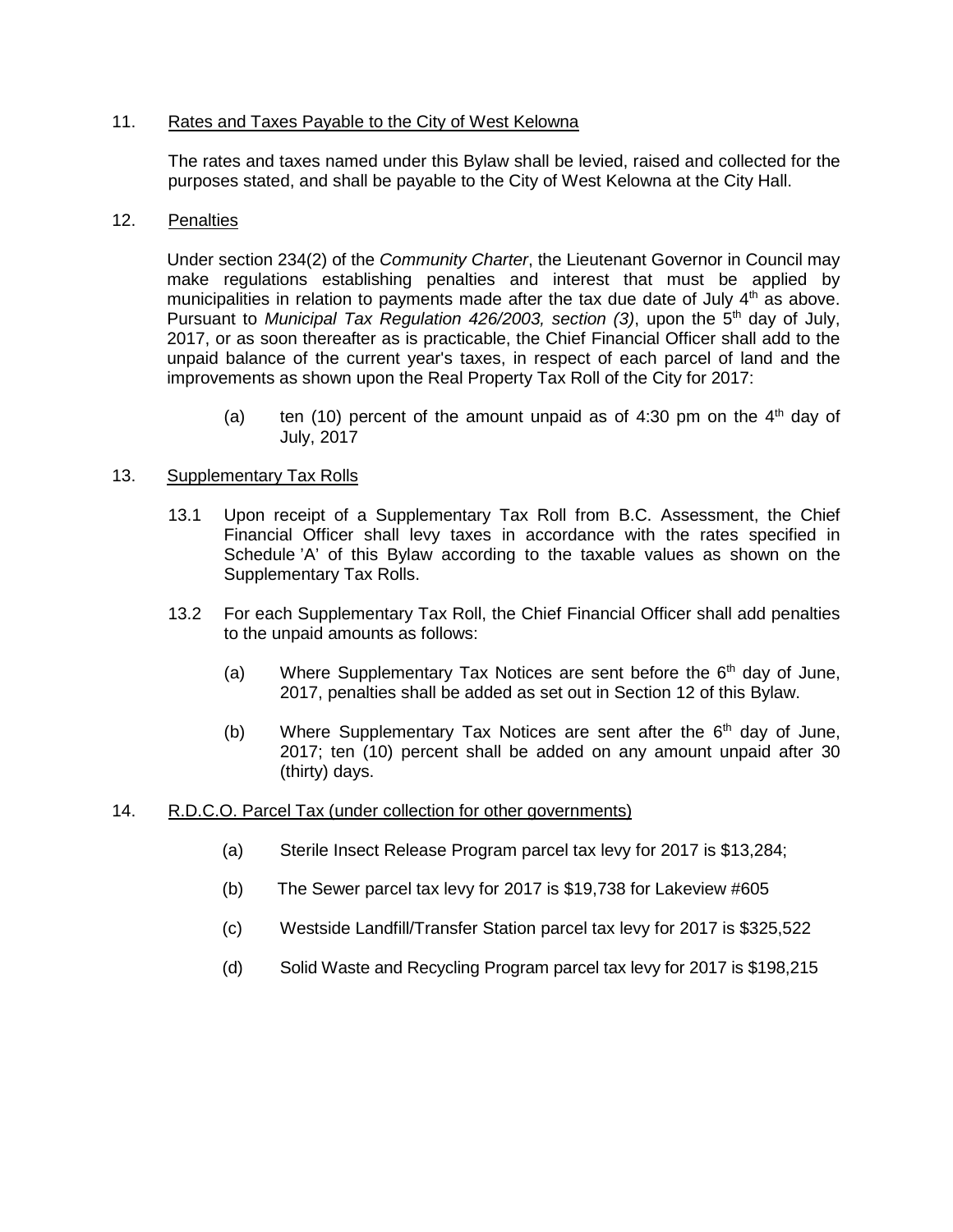## 11. Rates and Taxes Payable to the City of West Kelowna

The rates and taxes named under this Bylaw shall be levied, raised and collected for the purposes stated, and shall be payable to the City of West Kelowna at the City Hall.

## 12. Penalties

Under section 234(2) of the *Community Charter*, the Lieutenant Governor in Council may make regulations establishing penalties and interest that must be applied by municipalities in relation to payments made after the tax due date of July 4th as above. Pursuant to *Municipal Tax Regulation 426/2003, section (3)*, upon the 5th day of July, 2017, or as soon thereafter as is practicable, the Chief Financial Officer shall add to the unpaid balance of the current year's taxes, in respect of each parcel of land and the improvements as shown upon the Real Property Tax Roll of the City for 2017:

(a) ten (10) percent of the amount unpaid as of 4:30 pm on the 4th day of July, 2017

## 13. Supplementary Tax Rolls

13.1 Upon receipt of a Supplementary Tax Roll from B.C. Assessment, the Chief Financial Officer shall levy taxes in accordance with the rates specified in Schedule 'A' of this Bylaw according to the taxable values as shown on the Supplementary Tax Rolls.

13.2 For each Supplementary Tax Roll, the Chief Financial Officer shall add penalties to the unpaid amounts as follows:

(a) Where Supplementary Tax Notices are sent before the 6th day of June, 2017, penalties shall be added as set out in Section 12 of this Bylaw.

(b) Where Supplementary Tax Notices are sent after the 6th day of June, 2017; ten (10) percent shall be added on any amount unpaid after 30 (thirty) days.

## 14. R.D.C.O. Parcel Tax (under collection for other governments)

(a) Sterile Insect Release Program parcel tax levy for 2017 is $13,284;

(b) The Sewer parcel tax levy for 2017 is $19,738 for Lakeview #605

(c) Westside Landfill/Transfer Station parcel tax levy for 2017 is $325,522

(d) Solid Waste and Recycling Program parcel tax levy for 2017 is $198,215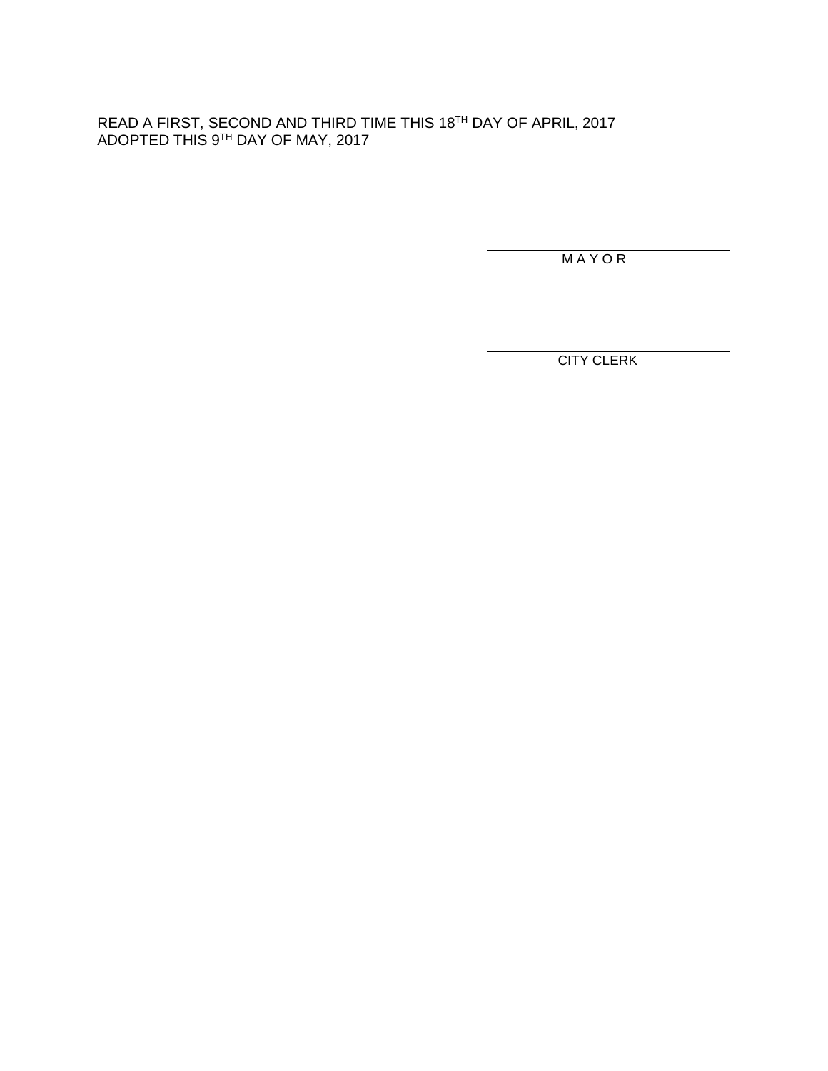READ A FIRST, SECOND AND THIRD TIME THIS 18TH DAY OF APRIL, 2017
ADOPTED THIS 9TH DAY OF MAY, 2017

\_\_\_\_\_\_\_\_\_\_\_\_\_\_\_\_\_\_\_\_\_\_\_\_\_\_\_\_\_\_
M A Y O R

\_\_\_\_\_\_\_\_\_\_\_\_\_\_\_\_\_\_\_\_\_\_\_\_\_\_\_\_\_\_
CITY CLERK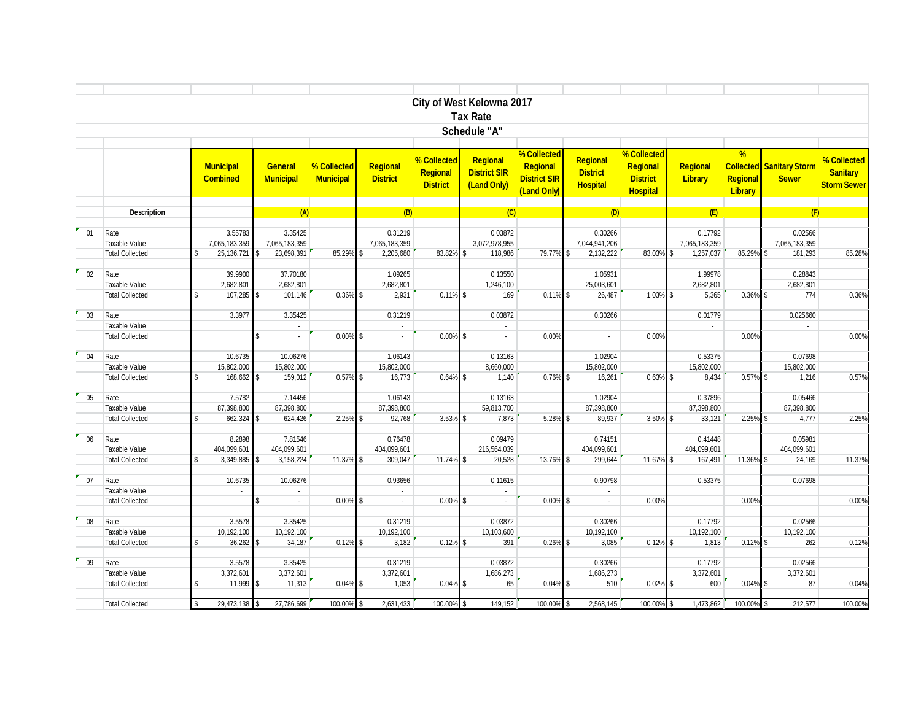# City of West Kelowna 2017

## Tax Rate

## Schedule "A"

| | Description | Municipal Combined | General Municipal (A) | % Collected Municipal | Regional District (B) | % Collected Regional District | Regional District SIR (Land Only) (C) | % Collected Regional District SIR (Land Only) | Regional District Hospital (D) | % Collected Regional District Hospital | Regional Library (E) | % Collected Regional Library | Sanitary Storm Sewer (F) | % Collected Sanitary Storm Sewer |
|---|---|---|---|---|---|---|---|---|---|---|---|---|---|---|
| 01 | Rate | 3.55783 | 3.35425 | | 0.31219 | | 0.03872 | | 0.30266 | | 0.17792 | | 0.02566 | |
| | Taxable Value | 7,065,183,359 | 7,065,183,359 | | 7,065,183,359 | | 3,072,978,955 | | 7,044,941,206 | | 7,065,183,359 | | 7,065,183,359 | |
| | Total Collected | $ 25,136,721 | $ 23,698,391 | 85.29% | $ 2,205,680 | 83.82% | $ 118,986 | 79.77% | $ 2,132,222 | 83.03% | $ 1,257,037 | 85.29% | $ 181,293 | 85.28% |
| 02 | Rate | 39.9900 | 37.70180 | | 1.09265 | | 0.13550 | | 1.05931 | | 1.99978 | | 0.28843 | |
| | Taxable Value | 2,682,801 | 2,682,801 | | 2,682,801 | | 1,246,100 | | 25,003,601 | | 2,682,801 | | 2,682,801 | |
| | Total Collected | $ 107,285 | $ 101,146 | 0.36% | $ 2,931 | 0.11% | $ 169 | 0.11% | $ 26,487 | 1.03% | $ 5,365 | 0.36% | $ 774 | 0.36% |
| 03 | Rate | 3.3977 | 3.35425 | | 0.31219 | | 0.03872 | | 0.30266 | | 0.01779 | | 0.025660 | |
| | Taxable Value | | - | | - | | - | | | | - | | - | |
| | Total Collected | | $ - | 0.00% | $ - | 0.00% | $ - | 0.00% | - | 0.00% | | 0.00% | | 0.00% |
| 04 | Rate | 10.6735 | 10.06276 | | 1.06143 | | 0.13163 | | 1.02904 | | 0.53375 | | 0.07698 | |
| | Taxable Value | 15,802,000 | 15,802,000 | | 15,802,000 | | 8,660,000 | | 15,802,000 | | 15,802,000 | | 15,802,000 | |
| | Total Collected | $ 168,662 | $ 159,012 | 0.57% | $ 16,773 | 0.64% | $ 1,140 | 0.76% | $ 16,261 | 0.63% | $ 8,434 | 0.57% | $ 1,216 | 0.57% |
| 05 | Rate | 7.5782 | 7.14456 | | 1.06143 | | 0.13163 | | 1.02904 | | 0.37896 | | 0.05466 | |
| | Taxable Value | 87,398,800 | 87,398,800 | | 87,398,800 | | 59,813,700 | | 87,398,800 | | 87,398,800 | | 87,398,800 | |
| | Total Collected | $ 662,324 | $ 624,426 | 2.25% | $ 92,768 | 3.53% | $ 7,873 | 5.28% | $ 89,937 | 3.50% | $ 33,121 | 2.25% | $ 4,777 | 2.25% |
| 06 | Rate | 8.2898 | 7.81546 | | 0.76478 | | 0.09479 | | 0.74151 | | 0.41448 | | 0.05981 | |
| | Taxable Value | 404,099,601 | 404,099,601 | | 404,099,601 | | 216,564,039 | | 404,099,601 | | 404,099,601 | | 404,099,601 | |
| | Total Collected | $ 3,349,885 | $ 3,158,224 | 11.37% | $ 309,047 | 11.74% | $ 20,528 | 13.76% | $ 299,644 | 11.67% | $ 167,491 | 11.36% | $ 24,169 | 11.37% |
| 07 | Rate | 10.6735 | 10.06276 | | 0.93656 | | 0.11615 | | 0.90798 | | 0.53375 | | 0.07698 | |
| | Taxable Value | - | - | | - | | - | | - | | | | | |
| | Total Collected | | $ - | 0.00% | $ - | 0.00% | $ - | 0.00% | $ - | 0.00% | | 0.00% | | 0.00% |
| 08 | Rate | 3.5578 | 3.35425 | | 0.31219 | | 0.03872 | | 0.30266 | | 0.17792 | | 0.02566 | |
| | Taxable Value | 10,192,100 | 10,192,100 | | 10,192,100 | | 10,103,600 | | 10,192,100 | | 10,192,100 | | 10,192,100 | |
| | Total Collected | $ 36,262 | $ 34,187 | 0.12% | $ 3,182 | 0.12% | $ 391 | 0.26% | $ 3,085 | 0.12% | $ 1,813 | 0.12% | $ 262 | 0.12% |
| 09 | Rate | 3.5578 | 3.35425 | | 0.31219 | | 0.03872 | | 0.30266 | | 0.17792 | | 0.02566 | |
| | Taxable Value | 3,372,601 | 3,372,601 | | 3,372,601 | | 1,686,273 | | 1,686,273 | | 3,372,601 | | 3,372,601 | |
| | Total Collected | $ 11,999 | $ 11,313 | 0.04% | $ 1,053 | 0.04% | $ 65 | 0.04% | $ 510 | 0.02% | $ 600 | 0.04% | $ 87 | 0.04% |
| | Total Collected | $ 29,473,138 | $ 27,786,699 | 100.00% | $ 2,631,433 | 100.00% | $ 149,152 | 100.00% | $ 2,568,145 | 100.00% | $ 1,473,862 | 100.00% | $ 212,577 | 100.00% |